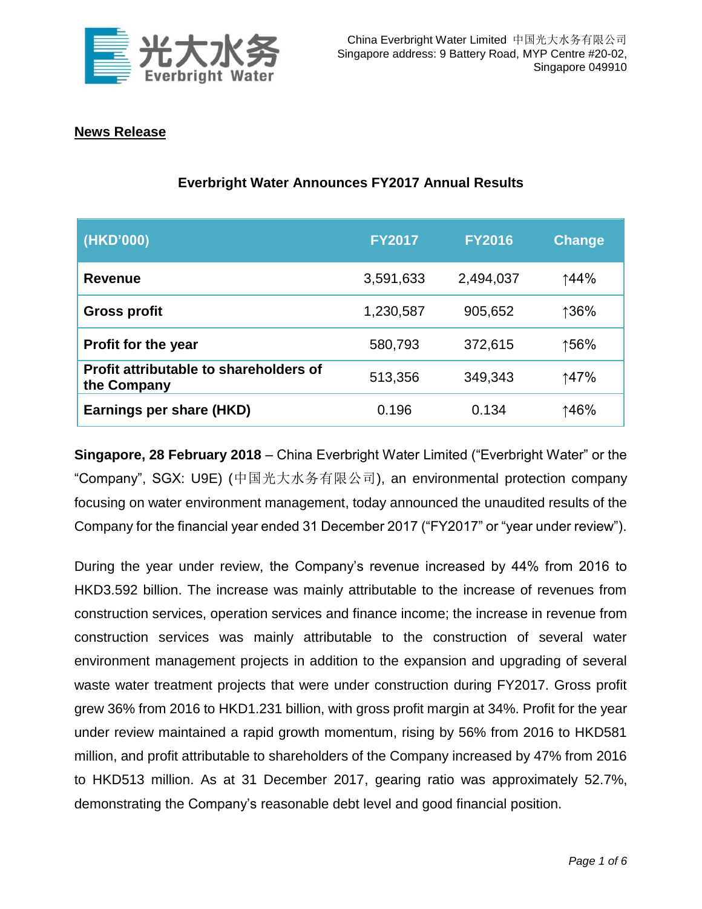China Everbright Water Limited 中国光大水务有限公司
Singapore address: 9 Battery Road, MYP Centre #20-02,
Singapore 049910

**News Release**

## Everbright Water Announces FY2017 Annual Results

| (HKD'000) | FY2017 | FY2016 | Change |
|---|---|---|---|
| **Revenue** | 3,591,633 | 2,494,037 | ↑44% |
| **Gross profit** | 1,230,587 | 905,652 | ↑36% |
| **Profit for the year** | 580,793 | 372,615 | ↑56% |
| **Profit attributable to shareholders of the Company** | 513,356 | 349,343 | ↑47% |
| **Earnings per share (HKD)** | 0.196 | 0.134 | ↑46% |

**Singapore, 28 February 2018** – China Everbright Water Limited ("Everbright Water" or the "Company", SGX: U9E) (中国光大水务有限公司), an environmental protection company focusing on water environment management, today announced the unaudited results of the Company for the financial year ended 31 December 2017 ("FY2017" or "year under review").

During the year under review, the Company's revenue increased by 44% from 2016 to HKD3.592 billion. The increase was mainly attributable to the increase of revenues from construction services, operation services and finance income; the increase in revenue from construction services was mainly attributable to the construction of several water environment management projects in addition to the expansion and upgrading of several waste water treatment projects that were under construction during FY2017. Gross profit grew 36% from 2016 to HKD1.231 billion, with gross profit margin at 34%. Profit for the year under review maintained a rapid growth momentum, rising by 56% from 2016 to HKD581 million, and profit attributable to shareholders of the Company increased by 47% from 2016 to HKD513 million. As at 31 December 2017, gearing ratio was approximately 52.7%, demonstrating the Company's reasonable debt level and good financial position.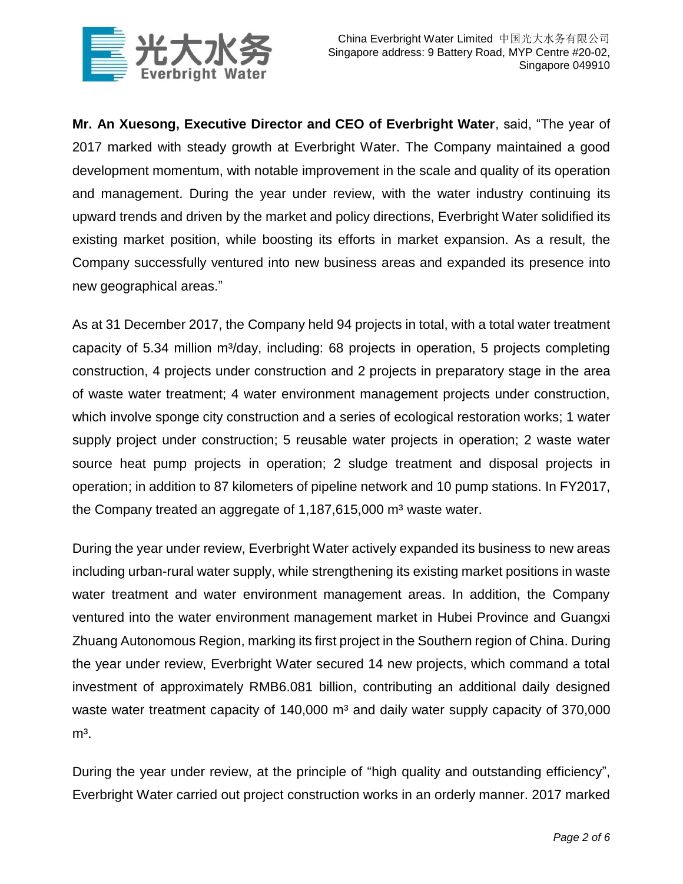**Mr. An Xuesong, Executive Director and CEO of Everbright Water**, said, "The year of 2017 marked with steady growth at Everbright Water. The Company maintained a good development momentum, with notable improvement in the scale and quality of its operation and management. During the year under review, with the water industry continuing its upward trends and driven by the market and policy directions, Everbright Water solidified its existing market position, while boosting its efforts in market expansion. As a result, the Company successfully ventured into new business areas and expanded its presence into new geographical areas."

As at 31 December 2017, the Company held 94 projects in total, with a total water treatment capacity of 5.34 million $m^3$/day, including: 68 projects in operation, 5 projects completing construction, 4 projects under construction and 2 projects in preparatory stage in the area of waste water treatment; 4 water environment management projects under construction, which involve sponge city construction and a series of ecological restoration works; 1 water supply project under construction; 5 reusable water projects in operation; 2 waste water source heat pump projects in operation; 2 sludge treatment and disposal projects in operation; in addition to 87 kilometers of pipeline network and 10 pump stations. In FY2017, the Company treated an aggregate of 1,187,615,000 $m^3$ waste water.

During the year under review, Everbright Water actively expanded its business to new areas including urban-rural water supply, while strengthening its existing market positions in waste water treatment and water environment management areas. In addition, the Company ventured into the water environment management market in Hubei Province and Guangxi Zhuang Autonomous Region, marking its first project in the Southern region of China. During the year under review, Everbright Water secured 14 new projects, which command a total investment of approximately RMB6.081 billion, contributing an additional daily designed waste water treatment capacity of 140,000 $m^3$ and daily water supply capacity of 370,000 $m^3$.

During the year under review, at the principle of "high quality and outstanding efficiency", Everbright Water carried out project construction works in an orderly manner. 2017 marked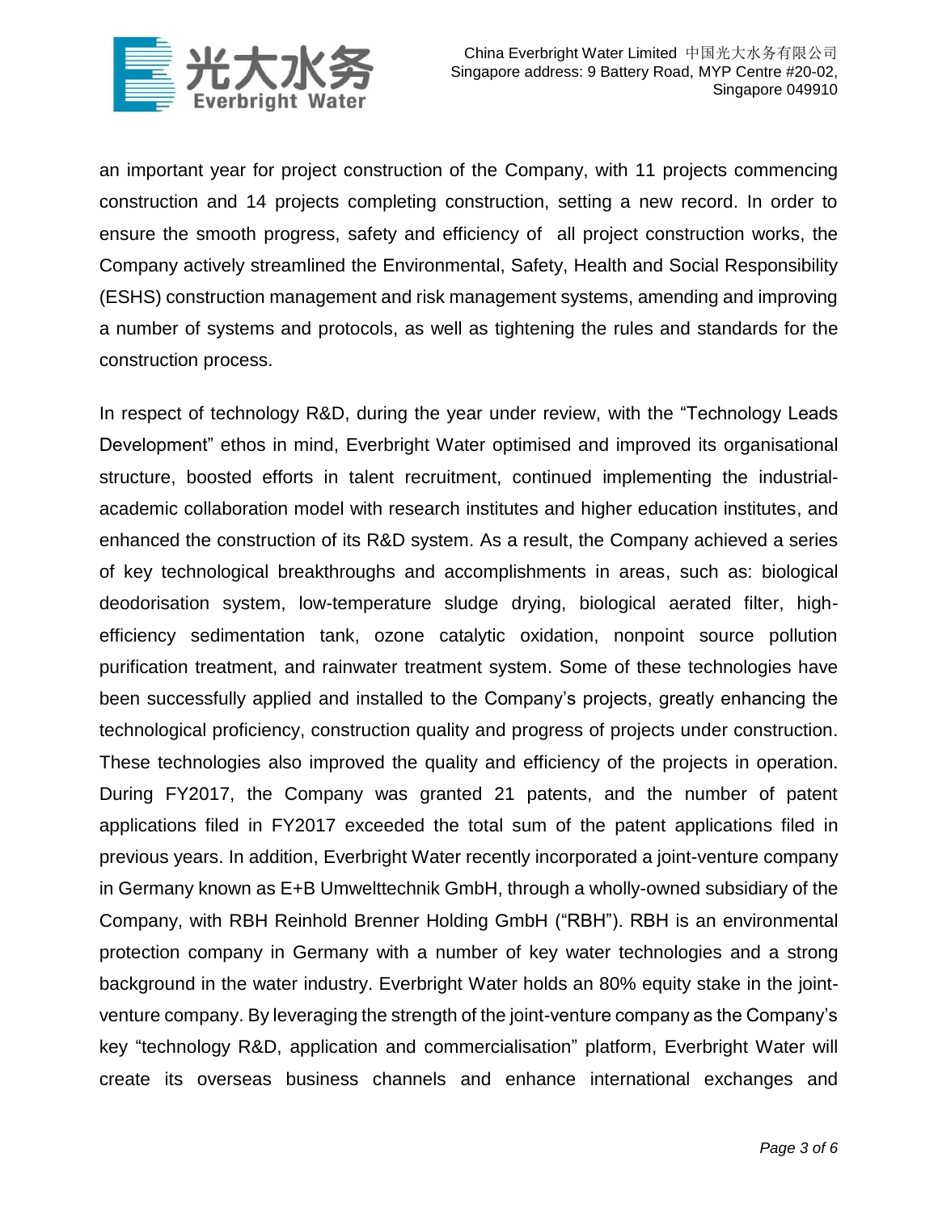an important year for project construction of the Company, with 11 projects commencing construction and 14 projects completing construction, setting a new record. In order to ensure the smooth progress, safety and efficiency of all project construction works, the Company actively streamlined the Environmental, Safety, Health and Social Responsibility (ESHS) construction management and risk management systems, amending and improving a number of systems and protocols, as well as tightening the rules and standards for the construction process.

In respect of technology R&D, during the year under review, with the "Technology Leads Development" ethos in mind, Everbright Water optimised and improved its organisational structure, boosted efforts in talent recruitment, continued implementing the industrial-academic collaboration model with research institutes and higher education institutes, and enhanced the construction of its R&D system. As a result, the Company achieved a series of key technological breakthroughs and accomplishments in areas, such as: biological deodorisation system, low-temperature sludge drying, biological aerated filter, high-efficiency sedimentation tank, ozone catalytic oxidation, nonpoint source pollution purification treatment, and rainwater treatment system. Some of these technologies have been successfully applied and installed to the Company's projects, greatly enhancing the technological proficiency, construction quality and progress of projects under construction. These technologies also improved the quality and efficiency of the projects in operation. During FY2017, the Company was granted 21 patents, and the number of patent applications filed in FY2017 exceeded the total sum of the patent applications filed in previous years. In addition, Everbright Water recently incorporated a joint-venture company in Germany known as E+B Umwelttechnik GmbH, through a wholly-owned subsidiary of the Company, with RBH Reinhold Brenner Holding GmbH ("RBH"). RBH is an environmental protection company in Germany with a number of key water technologies and a strong background in the water industry. Everbright Water holds an 80% equity stake in the joint-venture company. By leveraging the strength of the joint-venture company as the Company's key "technology R&D, application and commercialisation" platform, Everbright Water will create its overseas business channels and enhance international exchanges and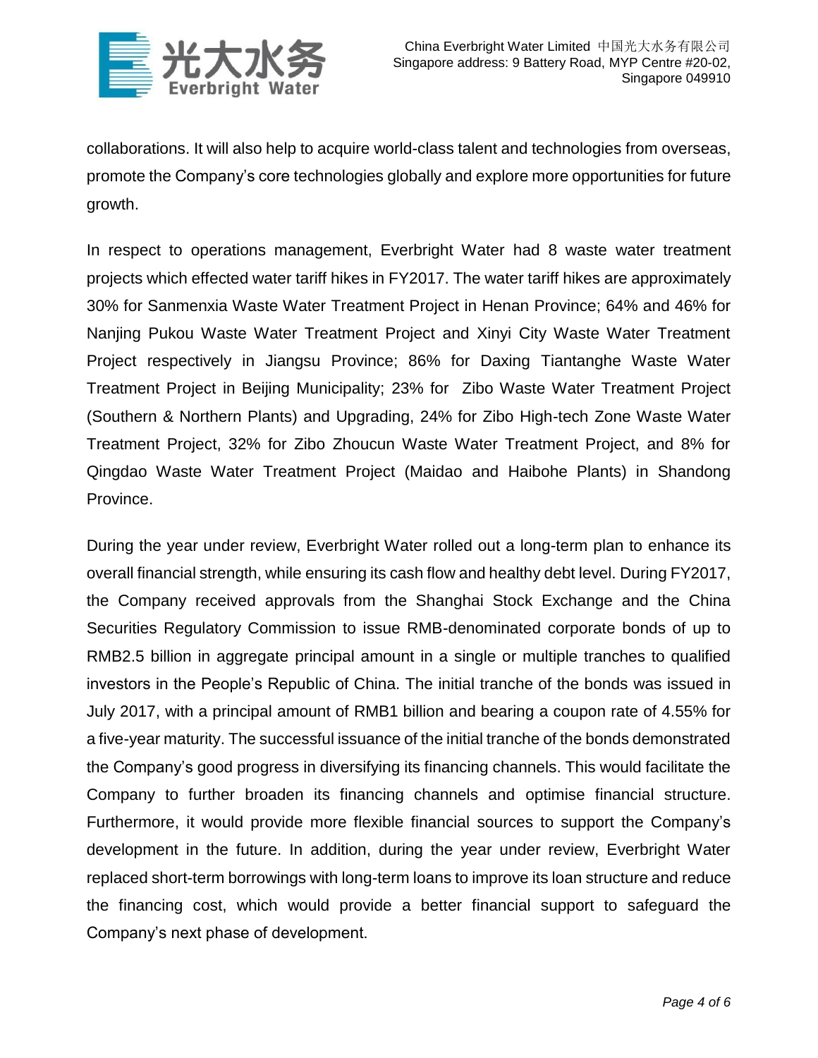collaborations. It will also help to acquire world-class talent and technologies from overseas, promote the Company's core technologies globally and explore more opportunities for future growth.

In respect to operations management, Everbright Water had 8 waste water treatment projects which effected water tariff hikes in FY2017. The water tariff hikes are approximately 30% for Sanmenxia Waste Water Treatment Project in Henan Province; 64% and 46% for Nanjing Pukou Waste Water Treatment Project and Xinyi City Waste Water Treatment Project respectively in Jiangsu Province; 86% for Daxing Tiantanghe Waste Water Treatment Project in Beijing Municipality; 23% for Zibo Waste Water Treatment Project (Southern & Northern Plants) and Upgrading, 24% for Zibo High-tech Zone Waste Water Treatment Project, 32% for Zibo Zhoucun Waste Water Treatment Project, and 8% for Qingdao Waste Water Treatment Project (Maidao and Haibohe Plants) in Shandong Province.

During the year under review, Everbright Water rolled out a long-term plan to enhance its overall financial strength, while ensuring its cash flow and healthy debt level. During FY2017, the Company received approvals from the Shanghai Stock Exchange and the China Securities Regulatory Commission to issue RMB-denominated corporate bonds of up to RMB2.5 billion in aggregate principal amount in a single or multiple tranches to qualified investors in the People's Republic of China. The initial tranche of the bonds was issued in July 2017, with a principal amount of RMB1 billion and bearing a coupon rate of 4.55% for a five-year maturity. The successful issuance of the initial tranche of the bonds demonstrated the Company's good progress in diversifying its financing channels. This would facilitate the Company to further broaden its financing channels and optimise financial structure. Furthermore, it would provide more flexible financial sources to support the Company's development in the future. In addition, during the year under review, Everbright Water replaced short-term borrowings with long-term loans to improve its loan structure and reduce the financing cost, which would provide a better financial support to safeguard the Company's next phase of development.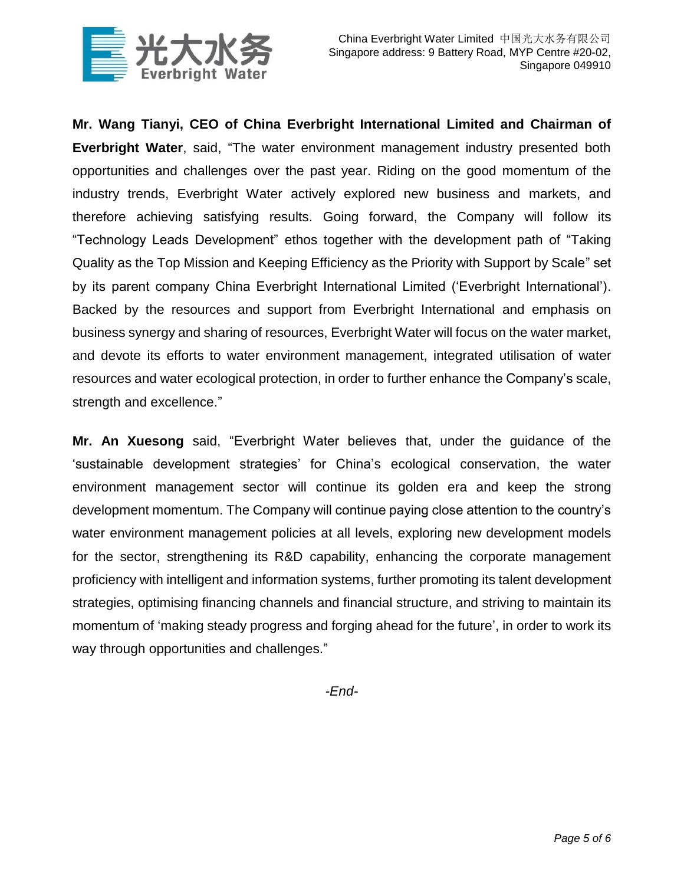**Mr. Wang Tianyi, CEO of China Everbright International Limited and Chairman of Everbright Water**, said, "The water environment management industry presented both opportunities and challenges over the past year. Riding on the good momentum of the industry trends, Everbright Water actively explored new business and markets, and therefore achieving satisfying results. Going forward, the Company will follow its "Technology Leads Development" ethos together with the development path of "Taking Quality as the Top Mission and Keeping Efficiency as the Priority with Support by Scale" set by its parent company China Everbright International Limited ('Everbright International'). Backed by the resources and support from Everbright International and emphasis on business synergy and sharing of resources, Everbright Water will focus on the water market, and devote its efforts to water environment management, integrated utilisation of water resources and water ecological protection, in order to further enhance the Company's scale, strength and excellence."

**Mr. An Xuesong** said, "Everbright Water believes that, under the guidance of the 'sustainable development strategies' for China's ecological conservation, the water environment management sector will continue its golden era and keep the strong development momentum. The Company will continue paying close attention to the country's water environment management policies at all levels, exploring new development models for the sector, strengthening its R&D capability, enhancing the corporate management proficiency with intelligent and information systems, further promoting its talent development strategies, optimising financing channels and financial structure, and striving to maintain its momentum of 'making steady progress and forging ahead for the future', in order to work its way through opportunities and challenges."

*-End-*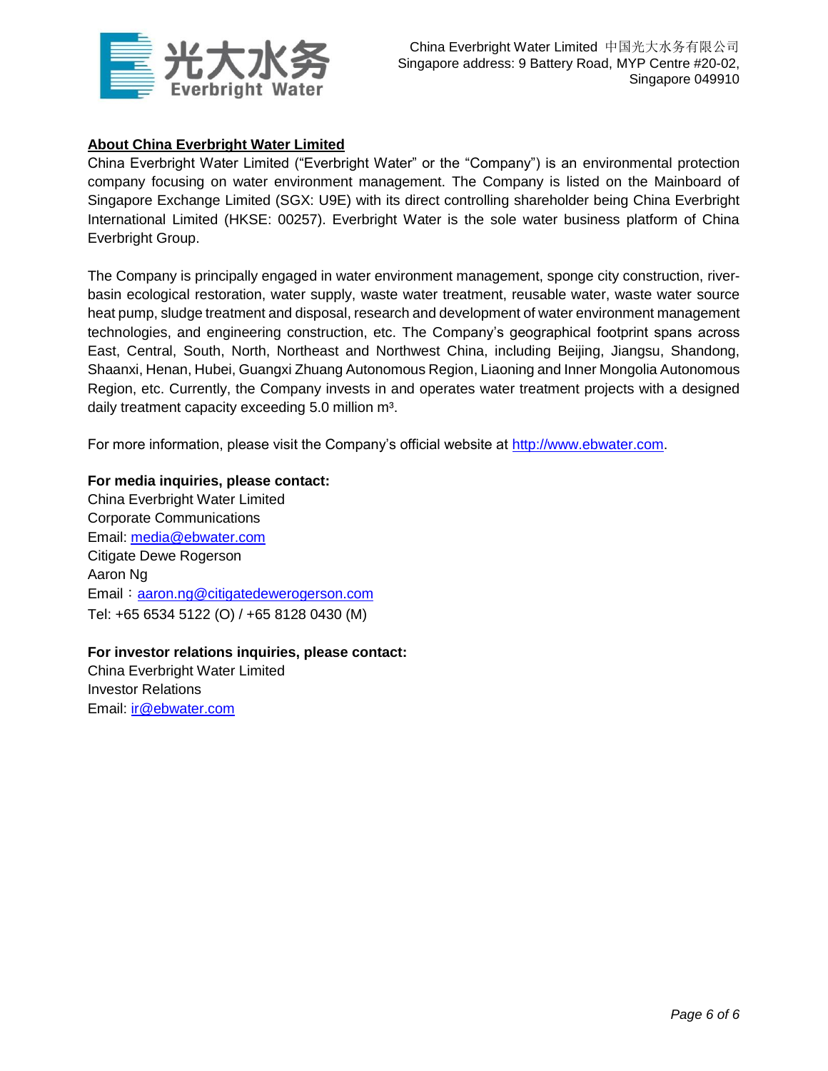## About China Everbright Water Limited

China Everbright Water Limited ("Everbright Water" or the "Company") is an environmental protection company focusing on water environment management. The Company is listed on the Mainboard of Singapore Exchange Limited (SGX: U9E) with its direct controlling shareholder being China Everbright International Limited (HKSE: 00257). Everbright Water is the sole water business platform of China Everbright Group.

The Company is principally engaged in water environment management, sponge city construction, river-basin ecological restoration, water supply, waste water treatment, reusable water, waste water source heat pump, sludge treatment and disposal, research and development of water environment management technologies, and engineering construction, etc. The Company's geographical footprint spans across East, Central, South, North, Northeast and Northwest China, including Beijing, Jiangsu, Shandong, Shaanxi, Henan, Hubei, Guangxi Zhuang Autonomous Region, Liaoning and Inner Mongolia Autonomous Region, etc. Currently, the Company invests in and operates water treatment projects with a designed daily treatment capacity exceeding 5.0 million $m^3$.

For more information, please visit the Company's official website at http://www.ebwater.com.

**For media inquiries, please contact:**
China Everbright Water Limited
Corporate Communications
Email: media@ebwater.com
Citigate Dewe Rogerson
Aaron Ng
Email：aaron.ng@citigatedewerogerson.com
Tel: +65 6534 5122 (O) / +65 8128 0430 (M)

**For investor relations inquiries, please contact:**
China Everbright Water Limited
Investor Relations
Email: ir@ebwater.com